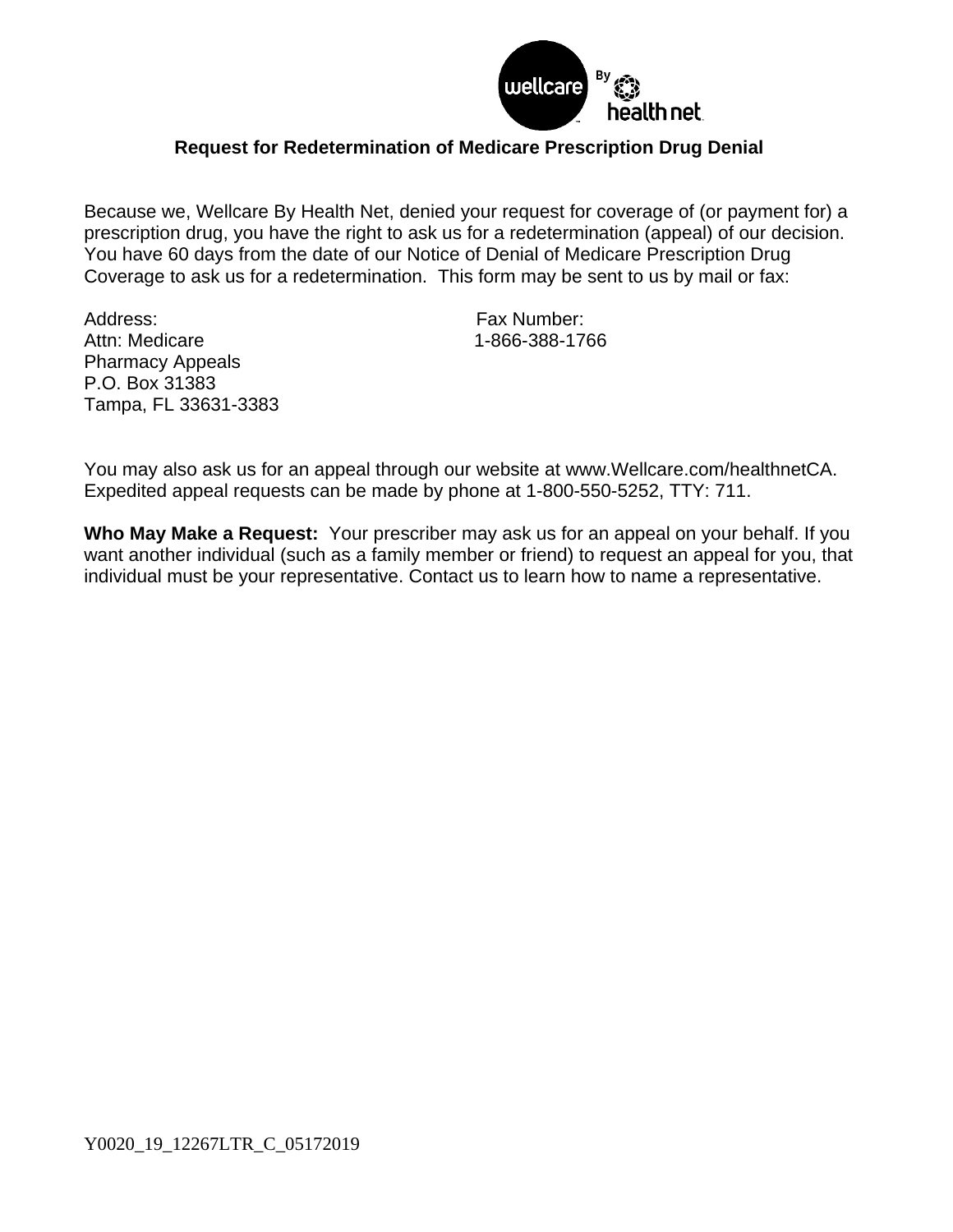# Request for Redetermination of Medicare Prescription Drug Denial

Because we, Wellcare By Health Net, denied your request for coverage of (or payment for) a prescription drug, you have the right to ask us for a redetermination (appeal) of our decision. You have 60 days from the date of our Notice of Denial of Medicare Prescription Drug Coverage to ask us for a redetermination. This form may be sent to us by mail or fax:

| Address: | Fax Number: |
|---|---|
| Attn: Medicare<br>Pharmacy Appeals<br>P.O. Box 31383<br>Tampa, FL 33631-3383 | 1-866-388-1766 |

You may also ask us for an appeal through our website at www.Wellcare.com/healthnetCA. Expedited appeal requests can be made by phone at 1-800-550-5252, TTY: 711.

**Who May Make a Request:** Your prescriber may ask us for an appeal on your behalf. If you want another individual (such as a family member or friend) to request an appeal for you, that individual must be your representative. Contact us to learn how to name a representative.

Y0020_19_12267LTR_C_05172019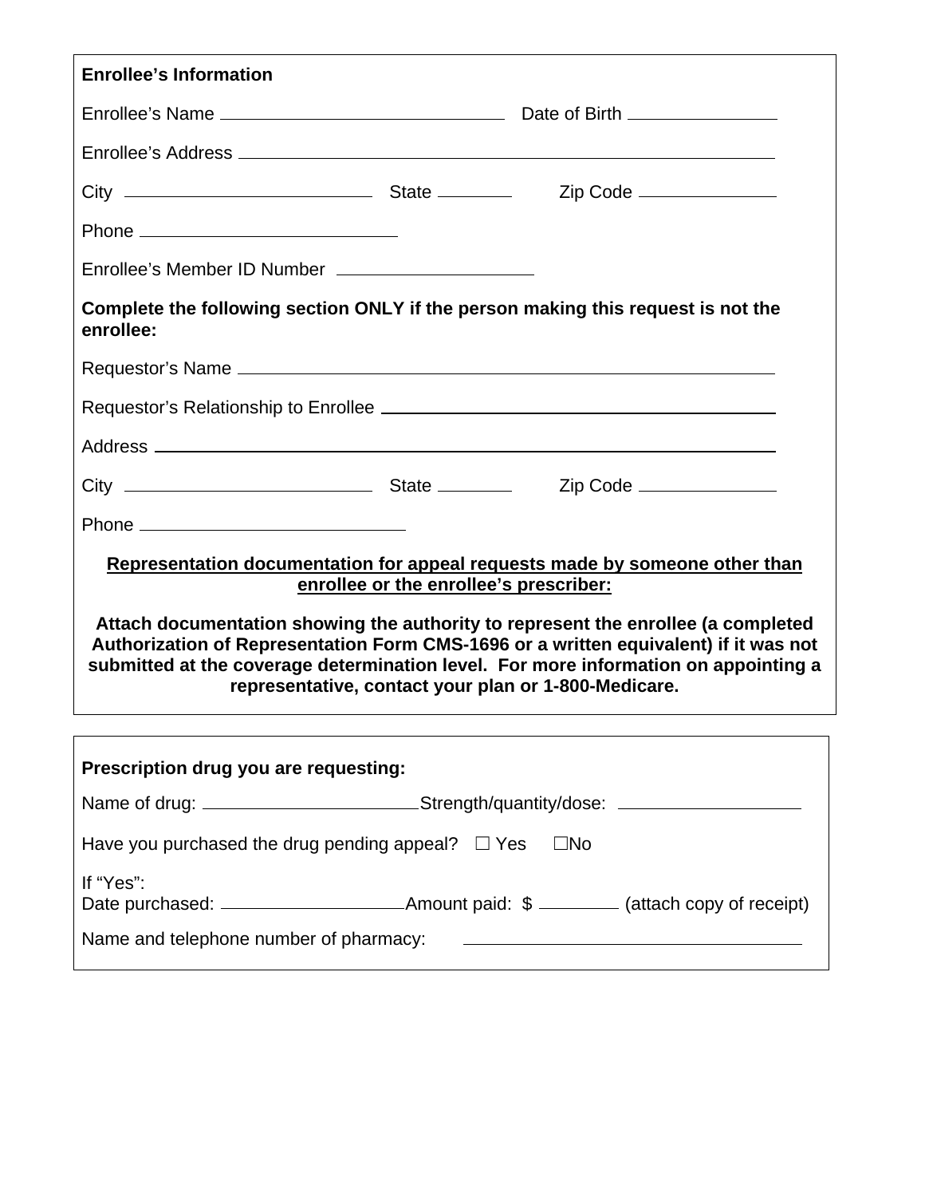**Enrollee's Information**

Enrollee's Name ______________________________ Date of Birth ________________

Enrollee's Address ____________________________________________________________

City _________________________ State ________ Zip Code _______________

Phone ___________________________

Enrollee's Member ID Number ____________________

**Complete the following section ONLY if the person making this request is not the enrollee:**

Requestor's Name ______________________________________________________________

Requestor's Relationship to Enrollee ______________________________________

Address ________________________________________________________________________

City _________________________ State ________ Zip Code _______________

Phone ___________________________

**Representation documentation for appeal requests made by someone other than enrollee or the enrollee's prescriber:**

**Attach documentation showing the authority to represent the enrollee (a completed Authorization of Representation Form CMS-1696 or a written equivalent) if it was not submitted at the coverage determination level. For more information on appointing a representative, contact your plan or 1-800-Medicare.**

**Prescription drug you are requesting:**

Name of drug: ______________________ Strength/quantity/dose: ___________________

Have you purchased the drug pending appeal? ☐ Yes ☐No

If "Yes":
Date purchased: ___________________ Amount paid: $ ________ (attach copy of receipt)

Name and telephone number of pharmacy: ____________________________________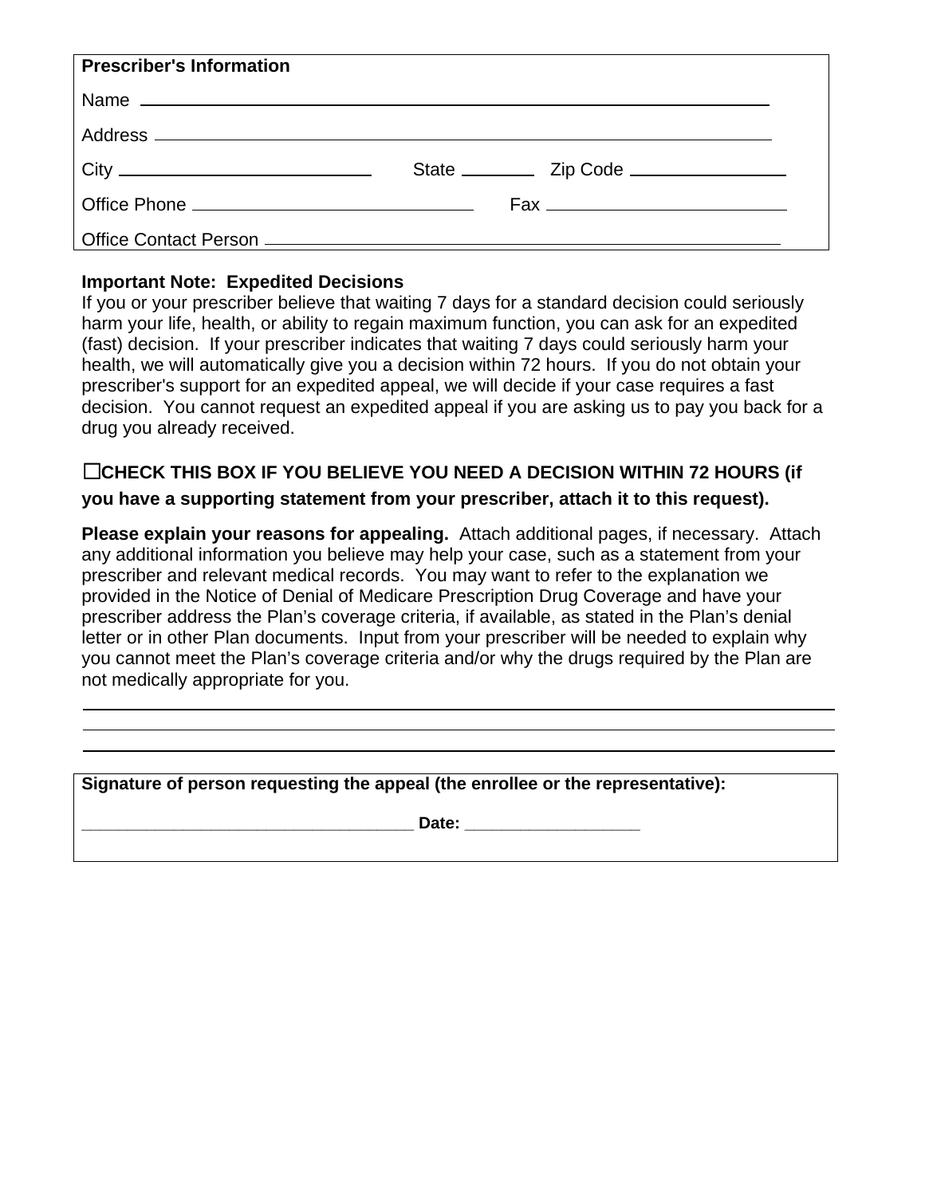**Prescriber's Information**

Name \_\_\_\_\_\_\_\_\_\_\_\_\_\_\_\_\_\_\_\_\_\_\_\_\_\_\_\_\_\_\_\_\_\_\_\_\_\_\_\_\_\_\_\_\_\_\_\_\_\_\_\_\_\_\_\_\_\_\_\_

Address \_\_\_\_\_\_\_\_\_\_\_\_\_\_\_\_\_\_\_\_\_\_\_\_\_\_\_\_\_\_\_\_\_\_\_\_\_\_\_\_\_\_\_\_\_\_\_\_\_\_\_\_\_\_\_\_\_\_

City \_\_\_\_\_\_\_\_\_\_\_\_\_\_\_\_\_\_\_\_\_\_\_\_ State \_\_\_\_\_\_\_ Zip Code \_\_\_\_\_\_\_\_\_\_\_\_\_\_\_

Office Phone \_\_\_\_\_\_\_\_\_\_\_\_\_\_\_\_\_\_\_\_\_\_\_\_\_\_ Fax \_\_\_\_\_\_\_\_\_\_\_\_\_\_\_\_\_\_\_\_\_\_\_\_

Office Contact Person \_\_\_\_\_\_\_\_\_\_\_\_\_\_\_\_\_\_\_\_\_\_\_\_\_\_\_\_\_\_\_\_\_\_\_\_\_\_\_\_\_\_\_\_\_\_\_\_\_\_

**Important Note: Expedited Decisions**

If you or your prescriber believe that waiting 7 days for a standard decision could seriously harm your life, health, or ability to regain maximum function, you can ask for an expedited (fast) decision. If your prescriber indicates that waiting 7 days could seriously harm your health, we will automatically give you a decision within 72 hours. If you do not obtain your prescriber's support for an expedited appeal, we will decide if your case requires a fast decision. You cannot request an expedited appeal if you are asking us to pay you back for a drug you already received.

☐**CHECK THIS BOX IF YOU BELIEVE YOU NEED A DECISION WITHIN 72 HOURS (if you have a supporting statement from your prescriber, attach it to this request).**

**Please explain your reasons for appealing.** Attach additional pages, if necessary. Attach any additional information you believe may help your case, such as a statement from your prescriber and relevant medical records. You may want to refer to the explanation we provided in the Notice of Denial of Medicare Prescription Drug Coverage and have your prescriber address the Plan's coverage criteria, if available, as stated in the Plan's denial letter or in other Plan documents. Input from your prescriber will be needed to explain why you cannot meet the Plan's coverage criteria and/or why the drugs required by the Plan are not medically appropriate for you.

\_\_\_\_\_\_\_\_\_\_\_\_\_\_\_\_\_\_\_\_\_\_\_\_\_\_\_\_\_\_\_\_\_\_\_\_\_\_\_\_\_\_\_\_\_\_\_\_\_\_\_\_\_\_\_\_\_\_\_\_\_\_\_\_\_\_\_\_

\_\_\_\_\_\_\_\_\_\_\_\_\_\_\_\_\_\_\_\_\_\_\_\_\_\_\_\_\_\_\_\_\_\_\_\_\_\_\_\_\_\_\_\_\_\_\_\_\_\_\_\_\_\_\_\_\_\_\_\_\_\_\_\_\_\_\_\_

\_\_\_\_\_\_\_\_\_\_\_\_\_\_\_\_\_\_\_\_\_\_\_\_\_\_\_\_\_\_\_\_\_\_\_\_\_\_\_\_\_\_\_\_\_\_\_\_\_\_\_\_\_\_\_\_\_\_\_\_\_\_\_\_\_\_\_\_

**Signature of person requesting the appeal (the enrollee or the representative):**

**\_\_\_\_\_\_\_\_\_\_\_\_\_\_\_\_\_\_\_\_\_\_\_\_\_\_\_\_\_\_\_\_\_\_\_\_\_ Date: \_\_\_\_\_\_\_\_\_\_\_\_\_\_\_\_\_\_\_**